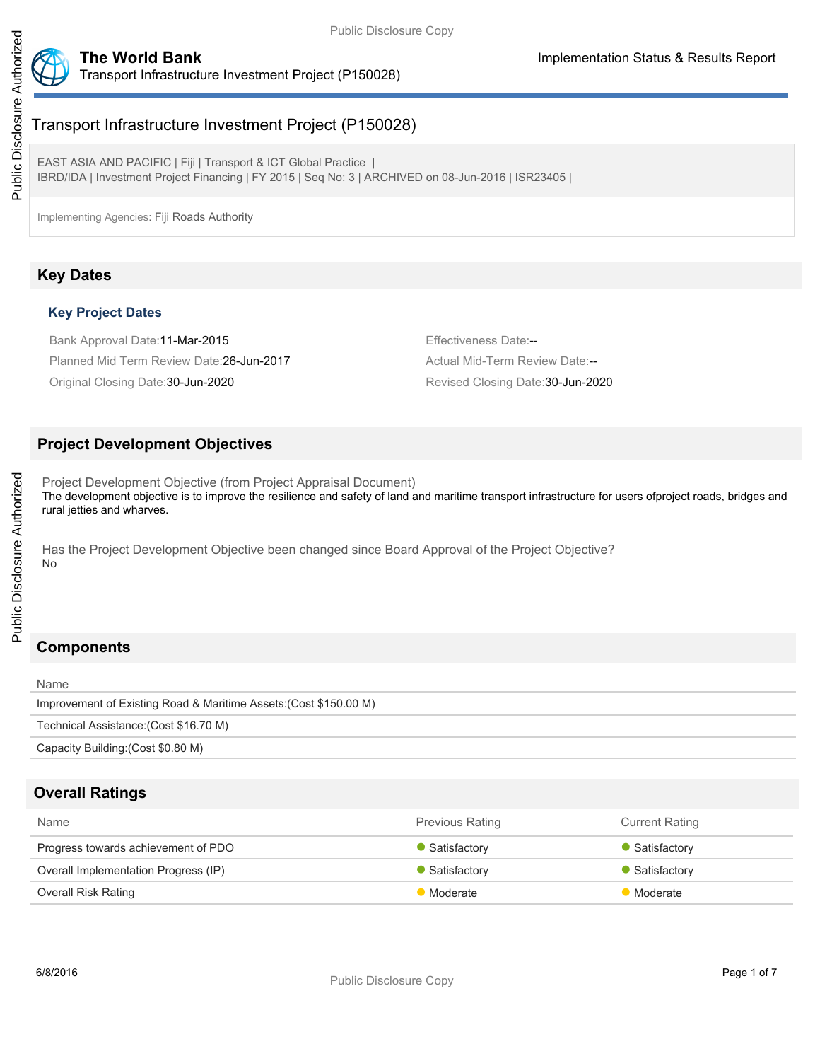# Transport Infrastructure Investment Project (P150028)

EAST ASIA AND PACIFIC | Fiji | Transport & ICT Global Practice |
IBRD/IDA | Investment Project Financing | FY 2015 | Seq No: 3 | ARCHIVED on 08-Jun-2016 | ISR23405 |

Implementing Agencies: Fiji Roads Authority

## Key Dates

### Key Project Dates

Bank Approval Date:11-Mar-2015

Effectiveness Date:--

Planned Mid Term Review Date:26-Jun-2017

Actual Mid-Term Review Date:--

Original Closing Date:30-Jun-2020

Revised Closing Date:30-Jun-2020

## Project Development Objectives

Project Development Objective (from Project Appraisal Document)

The development objective is to improve the resilience and safety of land and maritime transport infrastructure for users ofproject roads, bridges and rural jetties and wharves.

Has the Project Development Objective been changed since Board Approval of the Project Objective?

No

## Components

| Name |
| --- |
| Improvement of Existing Road & Maritime Assets:(Cost $150.00 M) |
| Technical Assistance:(Cost $16.70 M) |
| Capacity Building:(Cost $0.80 M) |

## Overall Ratings

| Name | Previous Rating | Current Rating |
| --- | --- | --- |
| Progress towards achievement of PDO | Satisfactory | Satisfactory |
| Overall Implementation Progress (IP) | Satisfactory | Satisfactory |
| Overall Risk Rating | Moderate | Moderate |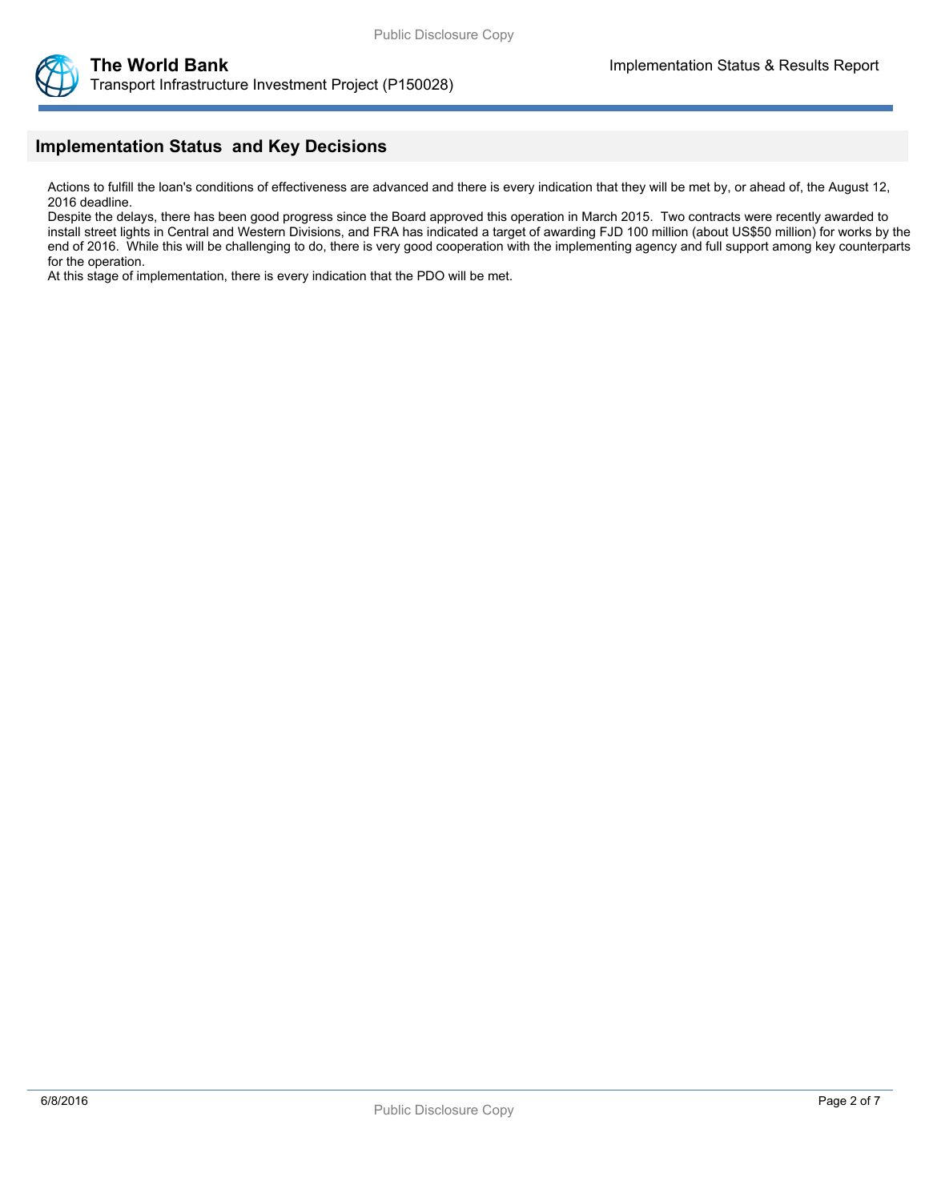## Implementation Status and Key Decisions

Actions to fulfill the loan's conditions of effectiveness are advanced and there is every indication that they will be met by, or ahead of, the August 12, 2016 deadline.

Despite the delays, there has been good progress since the Board approved this operation in March 2015. Two contracts were recently awarded to install street lights in Central and Western Divisions, and FRA has indicated a target of awarding FJD 100 million (about US$50 million) for works by the end of 2016. While this will be challenging to do, there is very good cooperation with the implementing agency and full support among key counterparts for the operation.

At this stage of implementation, there is every indication that the PDO will be met.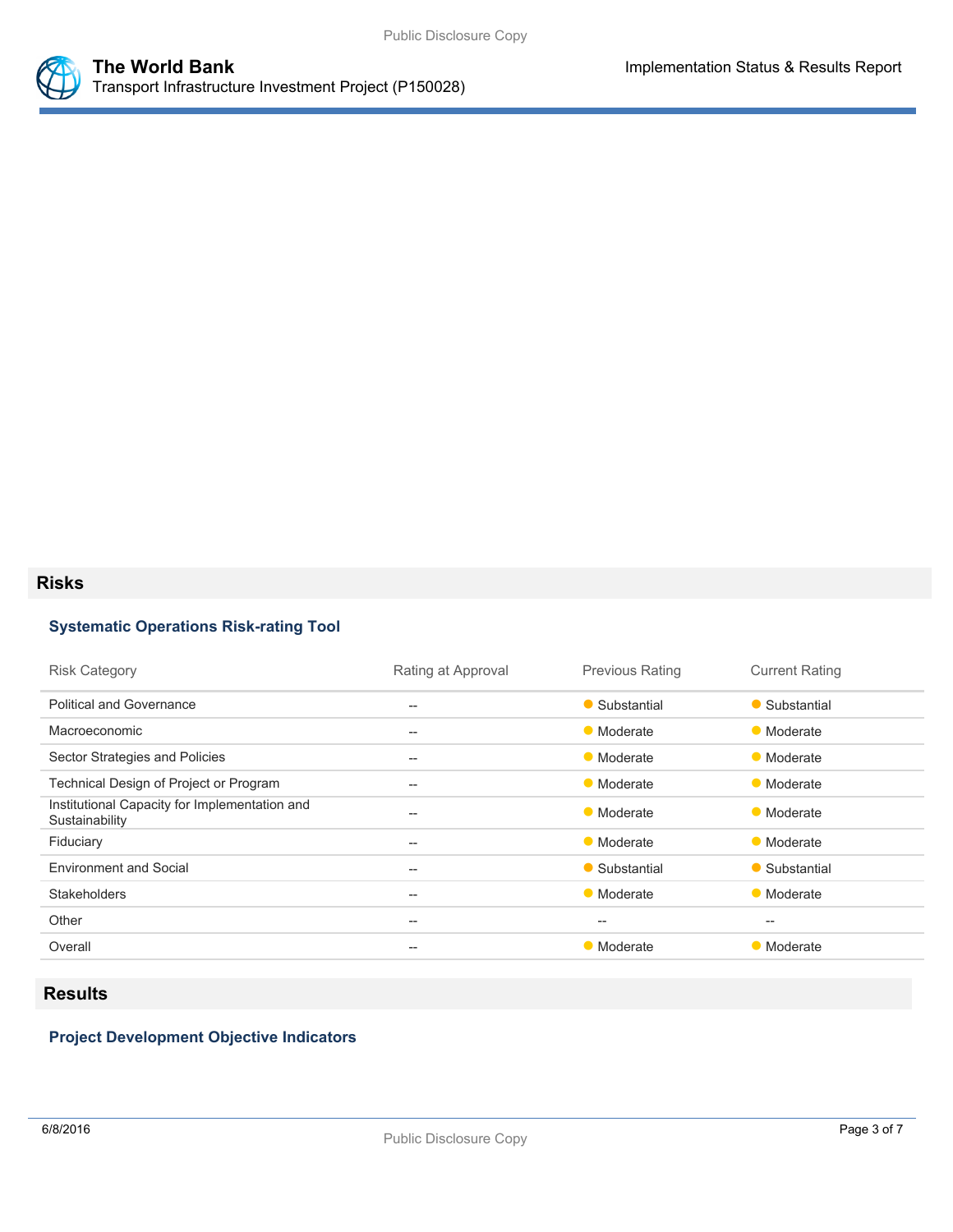## Risks

### Systematic Operations Risk-rating Tool

| Risk Category | Rating at Approval | Previous Rating | Current Rating |
|---|---|---|---|
| Political and Governance | -- | Substantial | Substantial |
| Macroeconomic | -- | Moderate | Moderate |
| Sector Strategies and Policies | -- | Moderate | Moderate |
| Technical Design of Project or Program | -- | Moderate | Moderate |
| Institutional Capacity for Implementation and Sustainability | -- | Moderate | Moderate |
| Fiduciary | -- | Moderate | Moderate |
| Environment and Social | -- | Substantial | Substantial |
| Stakeholders | -- | Moderate | Moderate |
| Other | -- | -- | -- |
| Overall | -- | Moderate | Moderate |

## Results

### Project Development Objective Indicators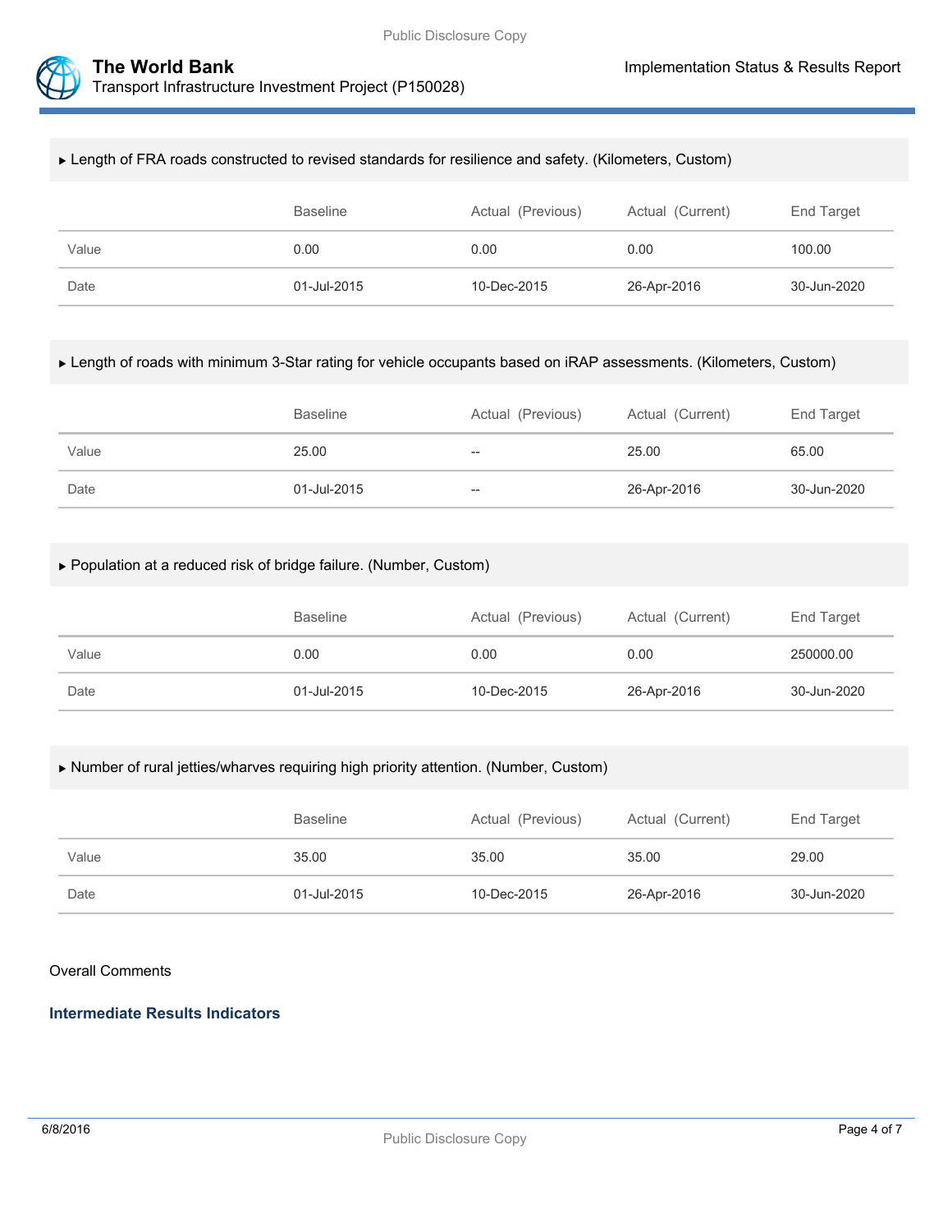▸ Length of FRA roads constructed to revised standards for resilience and safety. (Kilometers, Custom)

| | Baseline | Actual (Previous) | Actual (Current) | End Target |
|---|---|---|---|---|
| Value | 0.00 | 0.00 | 0.00 | 100.00 |
| Date | 01-Jul-2015 | 10-Dec-2015 | 26-Apr-2016 | 30-Jun-2020 |

▸ Length of roads with minimum 3-Star rating for vehicle occupants based on iRAP assessments. (Kilometers, Custom)

| | Baseline | Actual (Previous) | Actual (Current) | End Target |
|---|---|---|---|---|
| Value | 25.00 | -- | 25.00 | 65.00 |
| Date | 01-Jul-2015 | -- | 26-Apr-2016 | 30-Jun-2020 |

▸ Population at a reduced risk of bridge failure. (Number, Custom)

| | Baseline | Actual (Previous) | Actual (Current) | End Target |
|---|---|---|---|---|
| Value | 0.00 | 0.00 | 0.00 | 250000.00 |
| Date | 01-Jul-2015 | 10-Dec-2015 | 26-Apr-2016 | 30-Jun-2020 |

▸ Number of rural jetties/wharves requiring high priority attention. (Number, Custom)

| | Baseline | Actual (Previous) | Actual (Current) | End Target |
|---|---|---|---|---|
| Value | 35.00 | 35.00 | 35.00 | 29.00 |
| Date | 01-Jul-2015 | 10-Dec-2015 | 26-Apr-2016 | 30-Jun-2020 |

Overall Comments

## Intermediate Results Indicators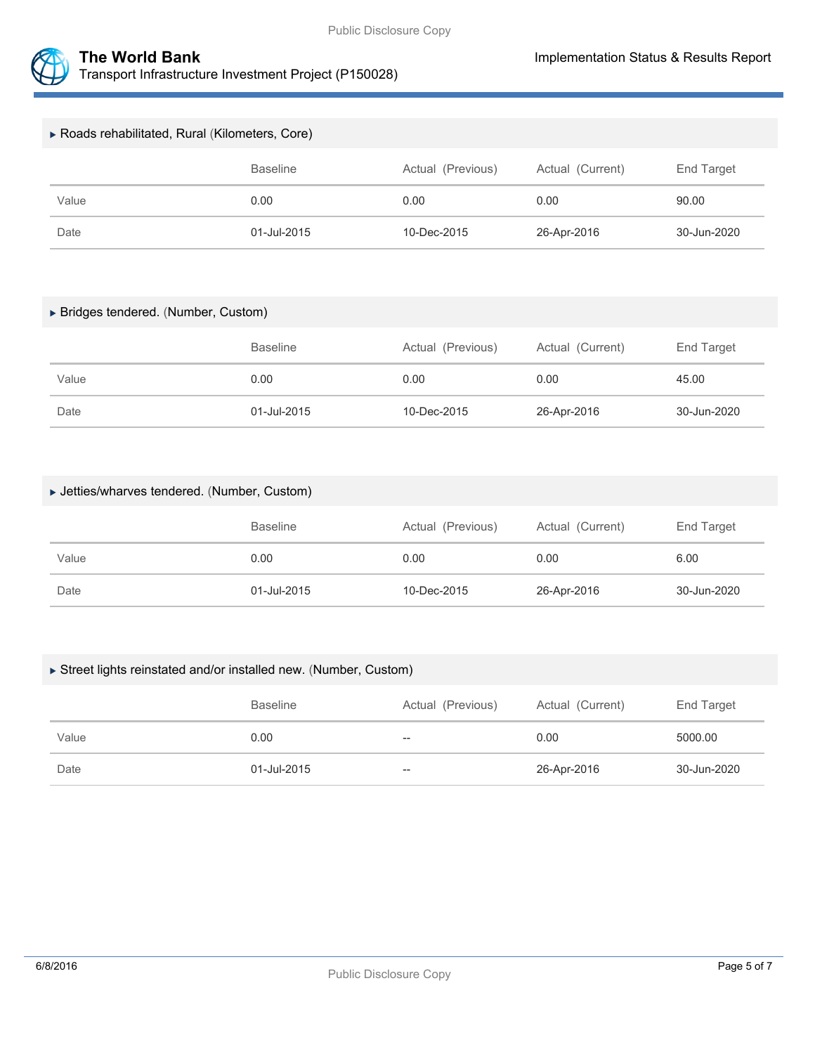### ▸ Roads rehabilitated, Rural (Kilometers, Core)

| | Baseline | Actual (Previous) | Actual (Current) | End Target |
|---|---|---|---|---|
| Value | 0.00 | 0.00 | 0.00 | 90.00 |
| Date | 01-Jul-2015 | 10-Dec-2015 | 26-Apr-2016 | 30-Jun-2020 |

### ▸ Bridges tendered. (Number, Custom)

| | Baseline | Actual (Previous) | Actual (Current) | End Target |
|---|---|---|---|---|
| Value | 0.00 | 0.00 | 0.00 | 45.00 |
| Date | 01-Jul-2015 | 10-Dec-2015 | 26-Apr-2016 | 30-Jun-2020 |

### ▸ Jetties/wharves tendered. (Number, Custom)

| | Baseline | Actual (Previous) | Actual (Current) | End Target |
|---|---|---|---|---|
| Value | 0.00 | 0.00 | 0.00 | 6.00 |
| Date | 01-Jul-2015 | 10-Dec-2015 | 26-Apr-2016 | 30-Jun-2020 |

### ▸ Street lights reinstated and/or installed new. (Number, Custom)

| | Baseline | Actual (Previous) | Actual (Current) | End Target |
|---|---|---|---|---|
| Value | 0.00 | -- | 0.00 | 5000.00 |
| Date | 01-Jul-2015 | -- | 26-Apr-2016 | 30-Jun-2020 |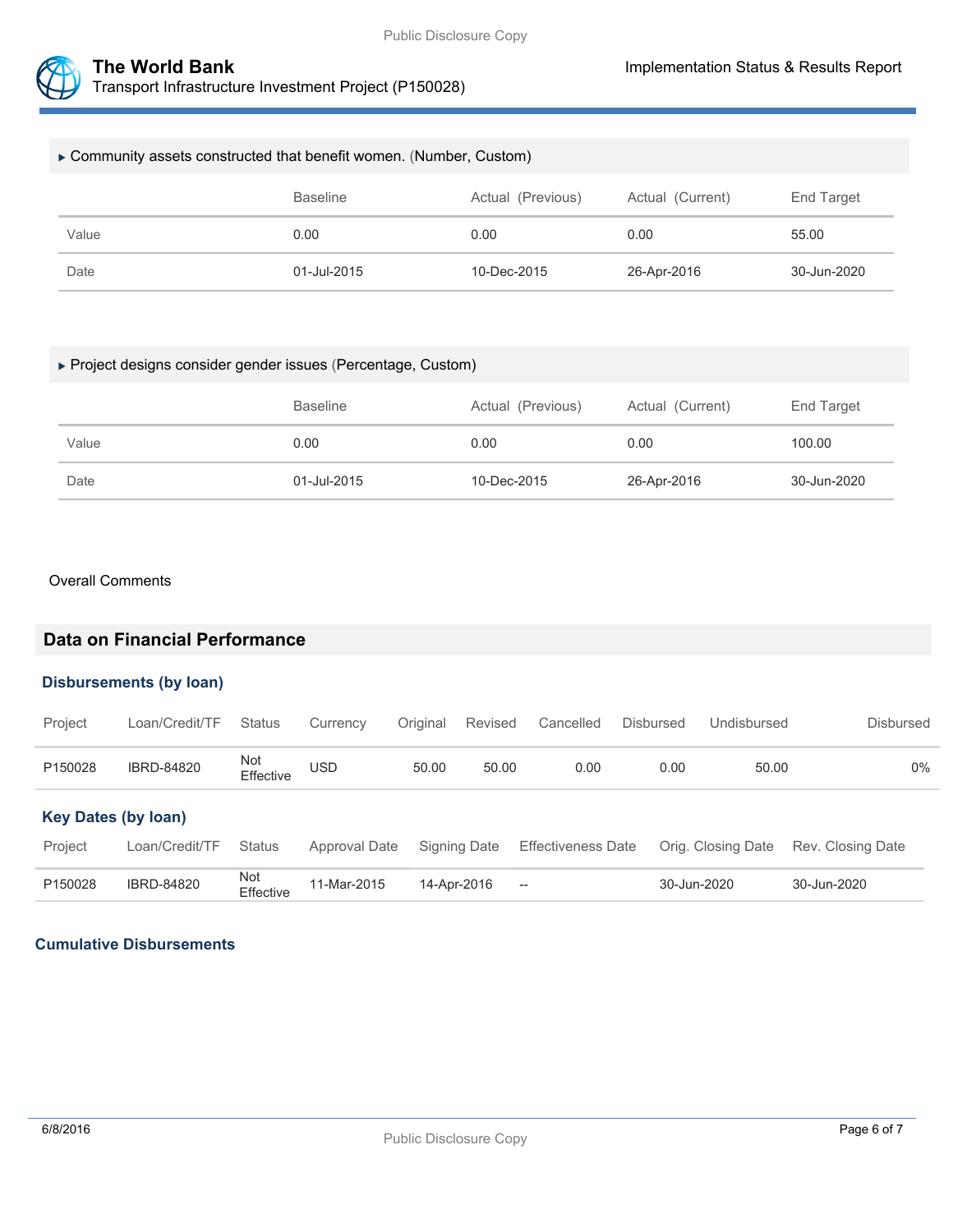### ▶ Community assets constructed that benefit women. (Number, Custom)

| | Baseline | Actual (Previous) | Actual (Current) | End Target |
|---|---|---|---|---|
| Value | 0.00 | 0.00 | 0.00 | 55.00 |
| Date | 01-Jul-2015 | 10-Dec-2015 | 26-Apr-2016 | 30-Jun-2020 |

### ▶ Project designs consider gender issues (Percentage, Custom)

| | Baseline | Actual (Previous) | Actual (Current) | End Target |
|---|---|---|---|---|
| Value | 0.00 | 0.00 | 0.00 | 100.00 |
| Date | 01-Jul-2015 | 10-Dec-2015 | 26-Apr-2016 | 30-Jun-2020 |

Overall Comments

## Data on Financial Performance

### Disbursements (by loan)

| Project | Loan/Credit/TF | Status | Currency | Original | Revised | Cancelled | Disbursed | Undisbursed | Disbursed |
|---|---|---|---|---|---|---|---|---|---|
| P150028 | IBRD-84820 | Not Effective | USD | 50.00 | 50.00 | 0.00 | 0.00 | 50.00 | 0% |

### Key Dates (by loan)

| Project | Loan/Credit/TF | Status | Approval Date | Signing Date | Effectiveness Date | Orig. Closing Date | Rev. Closing Date |
|---|---|---|---|---|---|---|---|
| P150028 | IBRD-84820 | Not Effective | 11-Mar-2015 | 14-Apr-2016 | -- | 30-Jun-2020 | 30-Jun-2020 |

### Cumulative Disbursements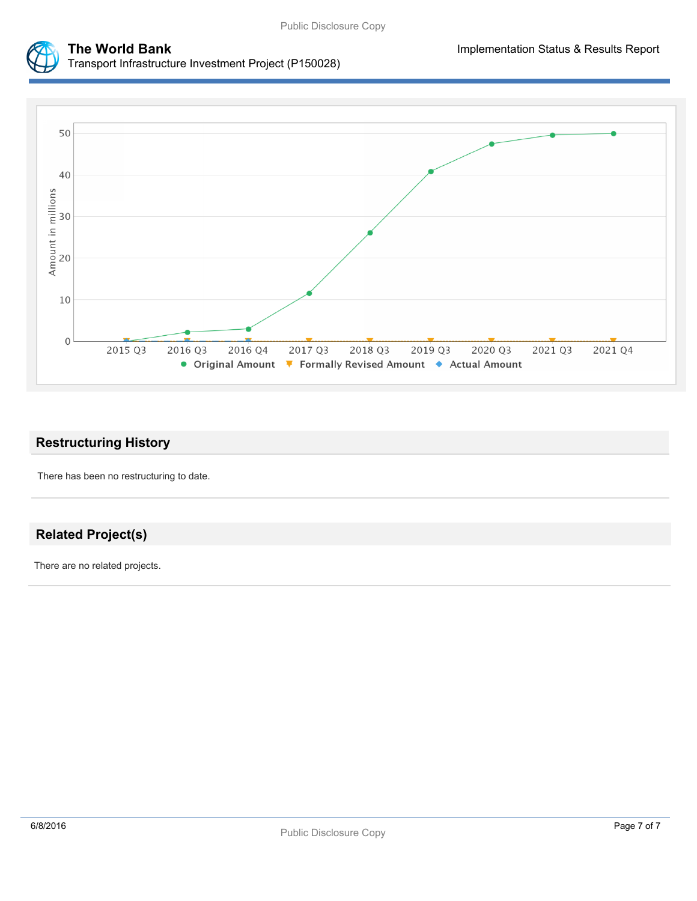Amount in millions

50
40
30
20
10
0

2015 Q3
2016 Q3
2016 Q4
2017 Q3
2018 Q3
2019 Q3
2020 Q3
2021 Q3
2021 Q4

Original Amount
Formally Revised Amount
Actual Amount

## Restructuring History

There has been no restructuring to date.

## Related Project(s)

There are no related projects.